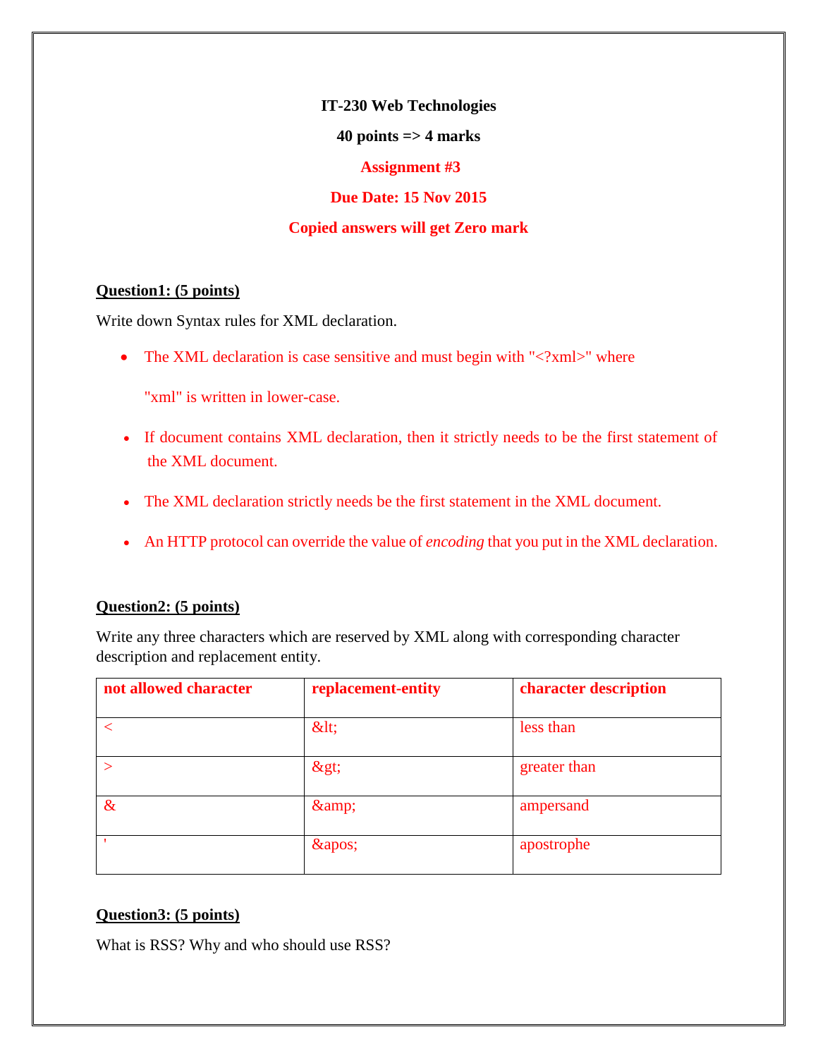**IT-230 Web Technologies**

**40 points => 4 marks**

**Assignment #3**

**Due Date: 15 Nov 2015**

**Copied answers will get Zero mark**

**Question1: (5 points)**

Write down Syntax rules for XML declaration.

- The XML declaration is case sensitive and must begin with "<?xml>" where

  "xml" is written in lower-case.

- If document contains XML declaration, then it strictly needs to be the first statement of the XML document.

- The XML declaration strictly needs be the first statement in the XML document.

- An HTTP protocol can override the value of *encoding* that you put in the XML declaration.

**Question2: (5 points)**

Write any three characters which are reserved by XML along with corresponding character description and replacement entity.

| **not allowed character** | **replacement-entity** | **character description** |
|---|---|---|
| < | &lt; | less than |
| > | &gt; | greater than |
| & | &amp; | ampersand |
| ' | &apos; | apostrophe |

**Question3: (5 points)**

What is RSS? Why and who should use RSS?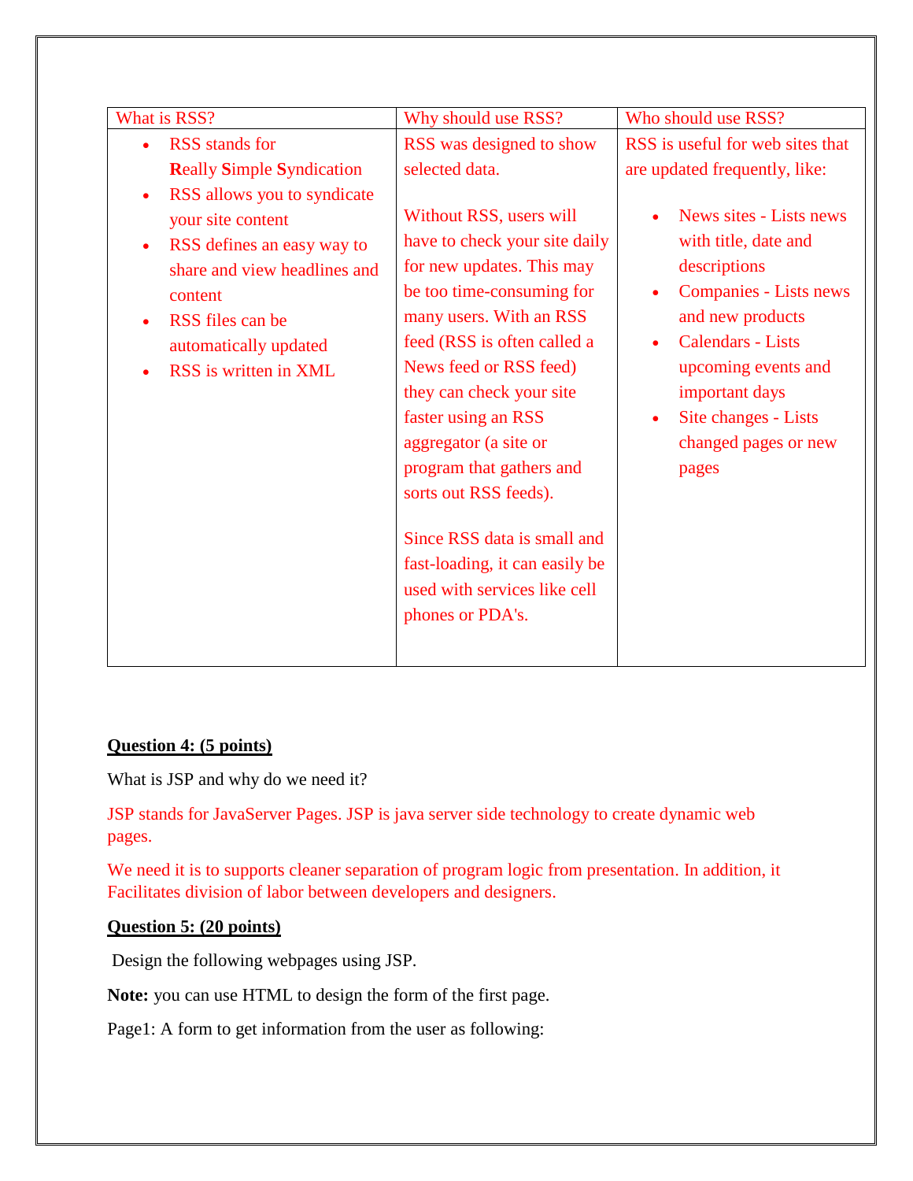| What is RSS? | Why should use RSS? | Who should use RSS? |
|---|---|---|
| • RSS stands for **R**eally **S**imple **S**yndication<br>• RSS allows you to syndicate your site content<br>• RSS defines an easy way to share and view headlines and content<br>• RSS files can be automatically updated<br>• RSS is written in XML | RSS was designed to show selected data.<br><br>Without RSS, users will have to check your site daily for new updates. This may be too time-consuming for many users. With an RSS feed (RSS is often called a News feed or RSS feed) they can check your site faster using an RSS aggregator (a site or program that gathers and sorts out RSS feeds).<br><br>Since RSS data is small and fast-loading, it can easily be used with services like cell phones or PDA's. | RSS is useful for web sites that are updated frequently, like:<br><br>• News sites - Lists news with title, date and descriptions<br>• Companies - Lists news and new products<br>• Calendars - Lists upcoming events and important days<br>• Site changes - Lists changed pages or new pages |

**Question 4: (5 points)**

What is JSP and why do we need it?

JSP stands for JavaServer Pages. JSP is java server side technology to create dynamic web pages.

We need it is to supports cleaner separation of program logic from presentation. In addition, it Facilitates division of labor between developers and designers.

**Question 5: (20 points)**

Design the following webpages using JSP.

**Note:** you can use HTML to design the form of the first page.

Page1: A form to get information from the user as following: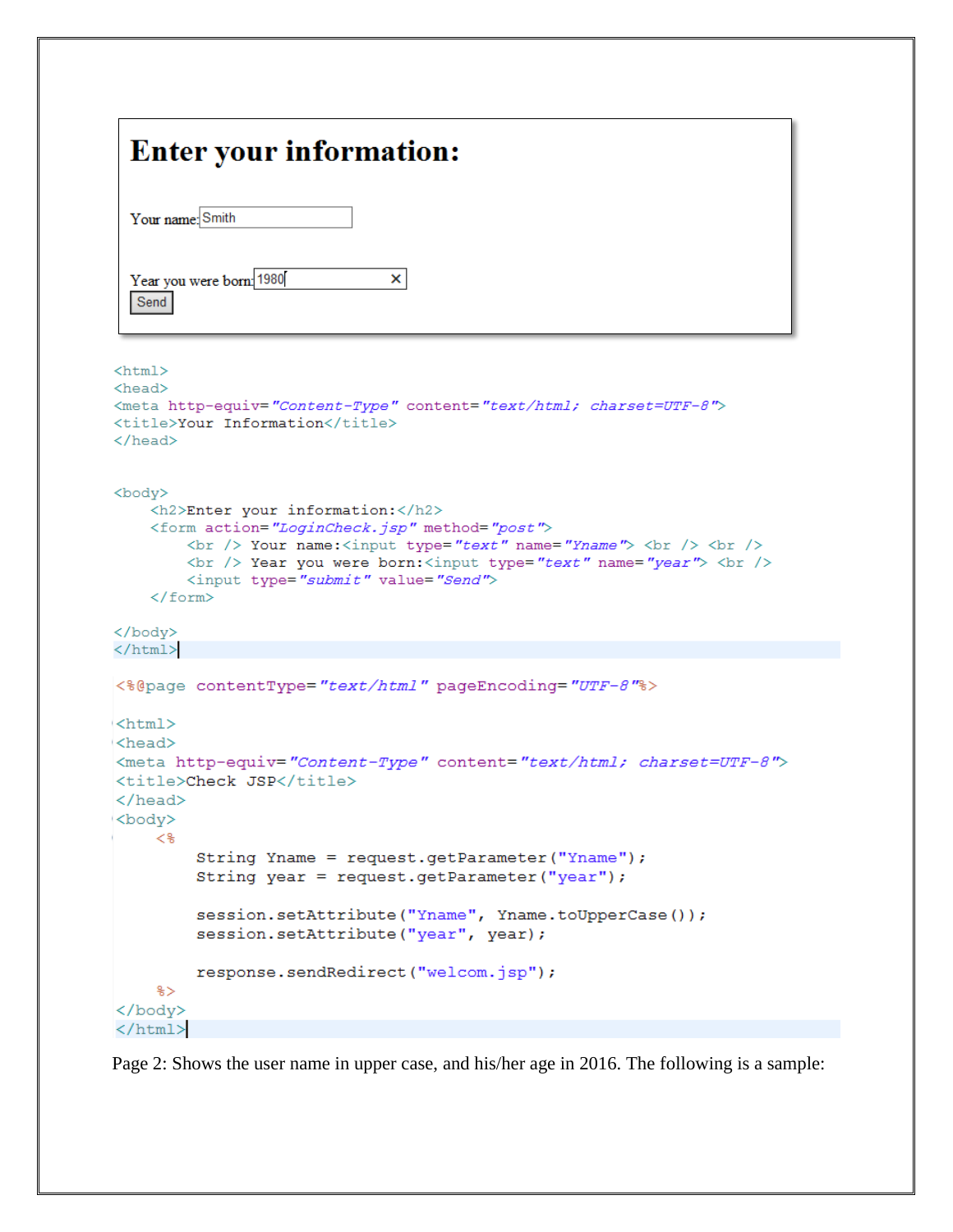# Enter your information:

Your name: Smith

Year you were born: 1980

Send

```html
<html>
<head>
<meta http-equiv="Content-Type" content="text/html; charset=UTF-8">
<title>Your Information</title>
</head>


<body>
    <h2>Enter your information:</h2>
    <form action="LoginCheck.jsp" method="post">
        <br /> Your name:<input type="text" name="Yname"> <br /> <br />
        <br /> Year you were born:<input type="text" name="year"> <br />
        <input type="submit" value="Send">
    </form>

</body>
</html>
```

```jsp
<%@page contentType="text/html" pageEncoding="UTF-8"%>

<html>
<head>
<meta http-equiv="Content-Type" content="text/html; charset=UTF-8">
<title>Check JSP</title>
</head>
<body>
    <%
        String Yname = request.getParameter("Yname");
        String year = request.getParameter("year");

        session.setAttribute("Yname", Yname.toUpperCase());
        session.setAttribute("year", year);

        response.sendRedirect("welcom.jsp");
    %>
</body>
</html>
```

Page 2: Shows the user name in upper case, and his/her age in 2016. The following is a sample: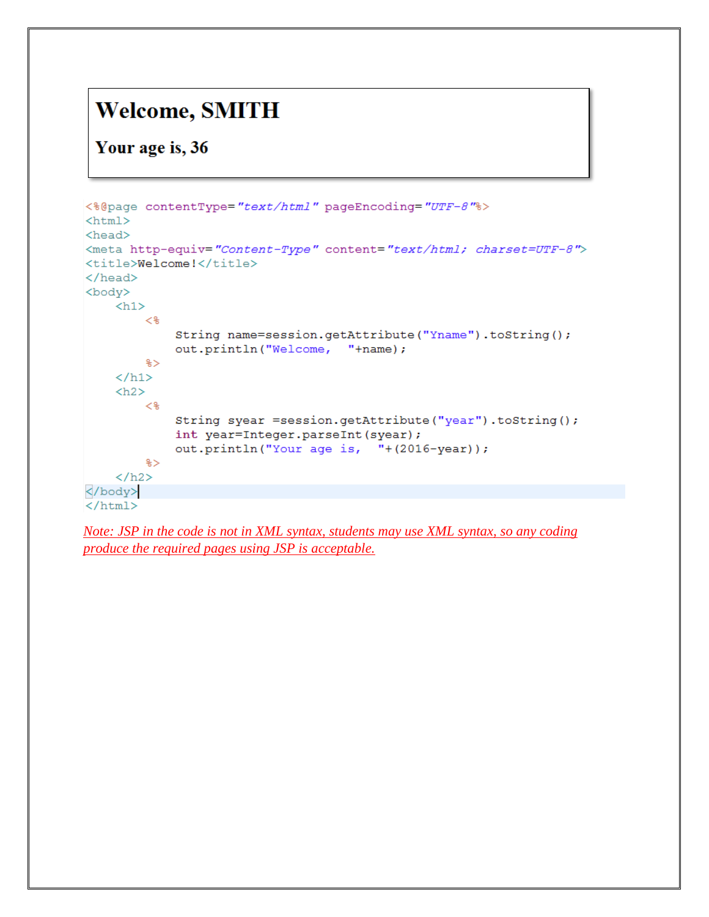# Welcome, SMITH

## Your age is, 36

```jsp
<%@page contentType="text/html" pageEncoding="UTF-8"%>
<html>
<head>
<meta http-equiv="Content-Type" content="text/html; charset=UTF-8">
<title>Welcome!</title>
</head>
<body>
    <h1>
        <%
            String name=session.getAttribute("Yname").toString();
            out.println("Welcome,  "+name);
        %>
    </h1>
    <h2>
        <%
            String syear =session.getAttribute("year").toString();
            int year=Integer.parseInt(syear);
            out.println("Your age is,  "+(2016-year));
        %>
    </h2>
</body>
</html>
```

*Note: JSP in the code is not in XML syntax, students may use XML syntax, so any coding produce the required pages using JSP is acceptable.*